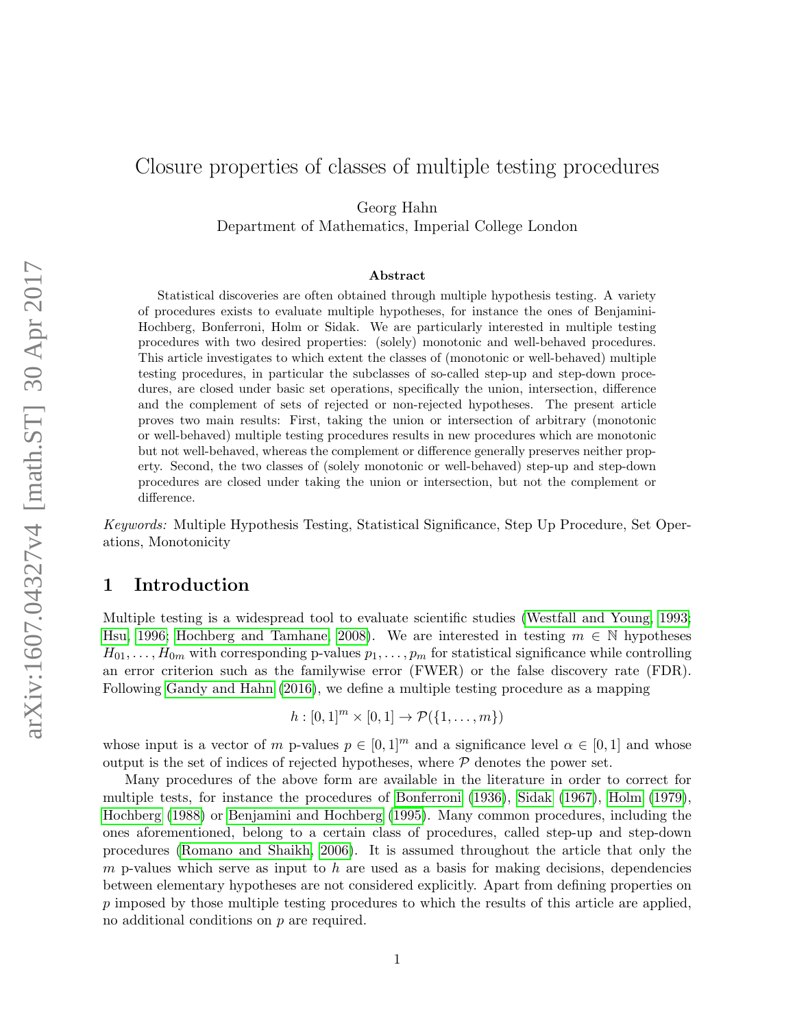# Closure properties of classes of multiple testing procedures

Georg Hahn
Department of Mathematics, Imperial College London

## Abstract

Statistical discoveries are often obtained through multiple hypothesis testing. A variety of procedures exists to evaluate multiple hypotheses, for instance the ones of Benjamini-Hochberg, Bonferroni, Holm or Sidak. We are particularly interested in multiple testing procedures with two desired properties: (solely) monotonic and well-behaved procedures. This article investigates to which extent the classes of (monotonic or well-behaved) multiple testing procedures, in particular the subclasses of so-called step-up and step-down procedures, are closed under basic set operations, specifically the union, intersection, difference and the complement of sets of rejected or non-rejected hypotheses. The present article proves two main results: First, taking the union or intersection of arbitrary (monotonic or well-behaved) multiple testing procedures results in new procedures which are monotonic but not well-behaved, whereas the complement or difference generally preserves neither property. Second, the two classes of (solely monotonic or well-behaved) step-up and step-down procedures are closed under taking the union or intersection, but not the complement or difference.

*Keywords:* Multiple Hypothesis Testing, Statistical Significance, Step Up Procedure, Set Operations, Monotonicity

## 1 Introduction

Multiple testing is a widespread tool to evaluate scientific studies (Westfall and Young, 1993; Hsu, 1996; Hochberg and Tamhane, 2008). We are interested in testing $m \in \mathbb{N}$ hypotheses $H_{01}, \ldots, H_{0m}$ with corresponding p-values $p_1, \ldots, p_m$ for statistical significance while controlling an error criterion such as the familywise error (FWER) or the false discovery rate (FDR). Following Gandy and Hahn (2016), we define a multiple testing procedure as a mapping

$$h : [0,1]^m \times [0,1] \to \mathcal{P}(\{1, \ldots, m\})$$

whose input is a vector of $m$ p-values $p \in [0,1]^m$ and a significance level $\alpha \in [0,1]$ and whose output is the set of indices of rejected hypotheses, where $\mathcal{P}$ denotes the power set.

Many procedures of the above form are available in the literature in order to correct for multiple tests, for instance the procedures of Bonferroni (1936), Sidak (1967), Holm (1979), Hochberg (1988) or Benjamini and Hochberg (1995). Many common procedures, including the ones aforementioned, belong to a certain class of procedures, called step-up and step-down procedures (Romano and Shaikh, 2006). It is assumed throughout the article that only the $m$ p-values which serve as input to $h$ are used as a basis for making decisions, dependencies between elementary hypotheses are not considered explicitly. Apart from defining properties on $p$ imposed by those multiple testing procedures to which the results of this article are applied, no additional conditions on $p$ are required.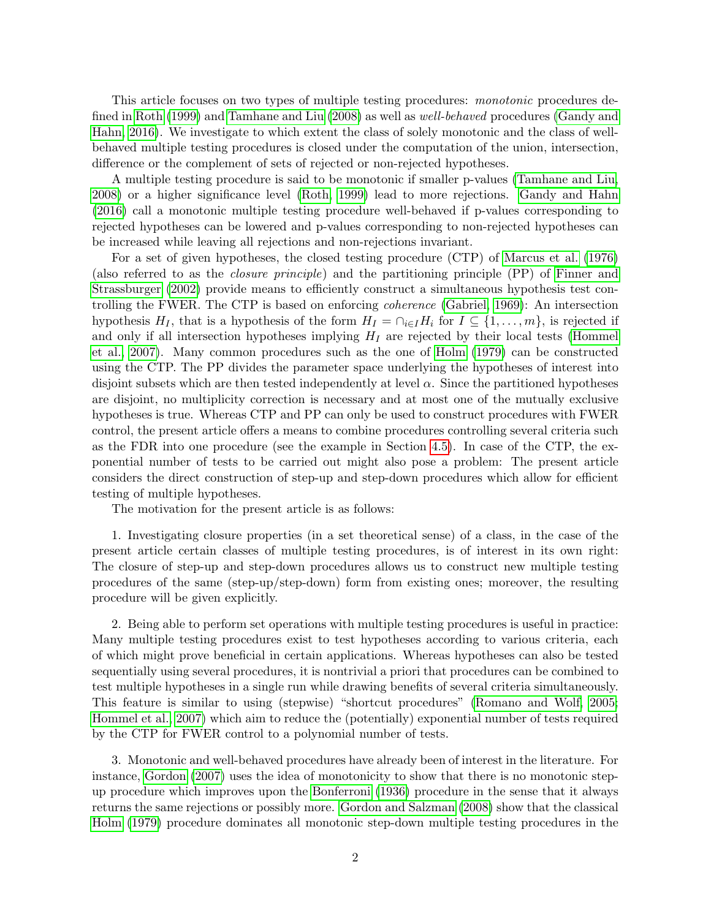This article focuses on two types of multiple testing procedures: *monotonic* procedures defined in Roth (1999) and Tamhane and Liu (2008) as well as *well-behaved* procedures (Gandy and Hahn, 2016). We investigate to which extent the class of solely monotonic and the class of well-behaved multiple testing procedures is closed under the computation of the union, intersection, difference or the complement of sets of rejected or non-rejected hypotheses.

A multiple testing procedure is said to be monotonic if smaller p-values (Tamhane and Liu, 2008) or a higher significance level (Roth, 1999) lead to more rejections. Gandy and Hahn (2016) call a monotonic multiple testing procedure well-behaved if p-values corresponding to rejected hypotheses can be lowered and p-values corresponding to non-rejected hypotheses can be increased while leaving all rejections and non-rejections invariant.

For a set of given hypotheses, the closed testing procedure (CTP) of Marcus et al. (1976) (also referred to as the *closure principle*) and the partitioning principle (PP) of Finner and Strassburger (2002) provide means to efficiently construct a simultaneous hypothesis test controlling the FWER. The CTP is based on enforcing *coherence* (Gabriel, 1969): An intersection hypothesis $H_I$, that is a hypothesis of the form $H_I = \cap_{i \in I} H_i$ for $I \subseteq \{1, \ldots, m\}$, is rejected if and only if all intersection hypotheses implying $H_I$ are rejected by their local tests (Hommel et al., 2007). Many common procedures such as the one of Holm (1979) can be constructed using the CTP. The PP divides the parameter space underlying the hypotheses of interest into disjoint subsets which are then tested independently at level $\alpha$. Since the partitioned hypotheses are disjoint, no multiplicity correction is necessary and at most one of the mutually exclusive hypotheses is true. Whereas CTP and PP can only be used to construct procedures with FWER control, the present article offers a means to combine procedures controlling several criteria such as the FDR into one procedure (see the example in Section 4.5). In case of the CTP, the exponential number of tests to be carried out might also pose a problem: The present article considers the direct construction of step-up and step-down procedures which allow for efficient testing of multiple hypotheses.

The motivation for the present article is as follows:

1. Investigating closure properties (in a set theoretical sense) of a class, in the case of the present article certain classes of multiple testing procedures, is of interest in its own right: The closure of step-up and step-down procedures allows us to construct new multiple testing procedures of the same (step-up/step-down) form from existing ones; moreover, the resulting procedure will be given explicitly.

2. Being able to perform set operations with multiple testing procedures is useful in practice: Many multiple testing procedures exist to test hypotheses according to various criteria, each of which might prove beneficial in certain applications. Whereas hypotheses can also be tested sequentially using several procedures, it is nontrivial a priori that procedures can be combined to test multiple hypotheses in a single run while drawing benefits of several criteria simultaneously. This feature is similar to using (stepwise) "shortcut procedures" (Romano and Wolf, 2005; Hommel et al., 2007) which aim to reduce the (potentially) exponential number of tests required by the CTP for FWER control to a polynomial number of tests.

3. Monotonic and well-behaved procedures have already been of interest in the literature. For instance, Gordon (2007) uses the idea of monotonicity to show that there is no monotonic step-up procedure which improves upon the Bonferroni (1936) procedure in the sense that it always returns the same rejections or possibly more. Gordon and Salzman (2008) show that the classical Holm (1979) procedure dominates all monotonic step-down multiple testing procedures in the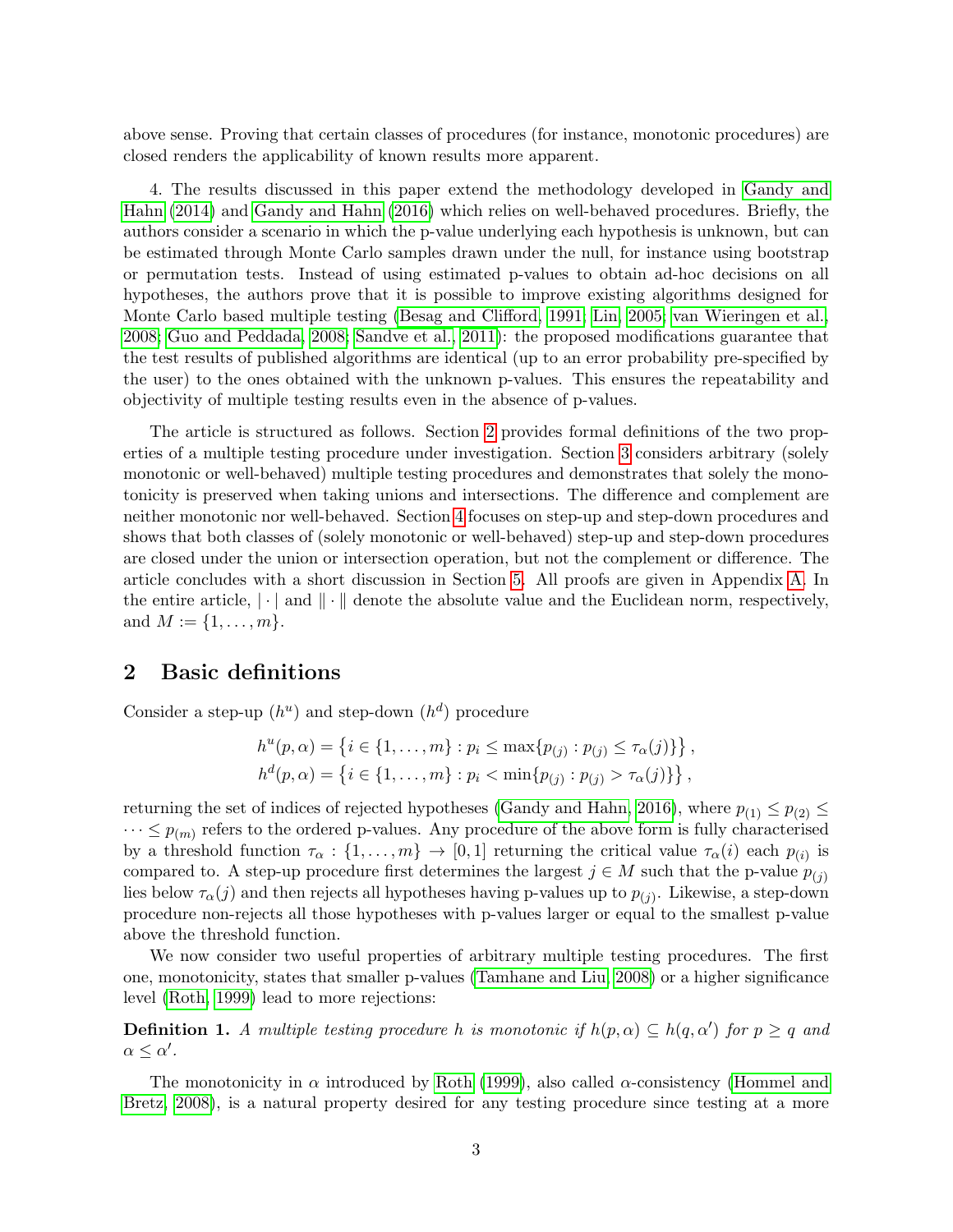above sense. Proving that certain classes of procedures (for instance, monotonic procedures) are closed renders the applicability of known results more apparent.

4. The results discussed in this paper extend the methodology developed in Gandy and Hahn (2014) and Gandy and Hahn (2016) which relies on well-behaved procedures. Briefly, the authors consider a scenario in which the p-value underlying each hypothesis is unknown, but can be estimated through Monte Carlo samples drawn under the null, for instance using bootstrap or permutation tests. Instead of using estimated p-values to obtain ad-hoc decisions on all hypotheses, the authors prove that it is possible to improve existing algorithms designed for Monte Carlo based multiple testing (Besag and Clifford, 1991; Lin, 2005; van Wieringen et al., 2008; Guo and Peddada, 2008; Sandve et al., 2011): the proposed modifications guarantee that the test results of published algorithms are identical (up to an error probability pre-specified by the user) to the ones obtained with the unknown p-values. This ensures the repeatability and objectivity of multiple testing results even in the absence of p-values.

The article is structured as follows. Section 2 provides formal definitions of the two properties of a multiple testing procedure under investigation. Section 3 considers arbitrary (solely monotonic or well-behaved) multiple testing procedures and demonstrates that solely the monotonicity is preserved when taking unions and intersections. The difference and complement are neither monotonic nor well-behaved. Section 4 focuses on step-up and step-down procedures and shows that both classes of (solely monotonic or well-behaved) step-up and step-down procedures are closed under the union or intersection operation, but not the complement or difference. The article concludes with a short discussion in Section 5. All proofs are given in Appendix A. In the entire article, $|\cdot|$ and $\|\cdot\|$ denote the absolute value and the Euclidean norm, respectively, and $M := \{1, \ldots, m\}$.

## 2 Basic definitions

Consider a step-up ($h^u$) and step-down ($h^d$) procedure

$$
\begin{aligned}
h^u(p, \alpha) &= \left\{ i \in \{1, \ldots, m\} : p_i \leq \max\{p_{(j)} : p_{(j)} \leq \tau_\alpha(j)\} \right\}, \\
h^d(p, \alpha) &= \left\{ i \in \{1, \ldots, m\} : p_i < \min\{p_{(j)} : p_{(j)} > \tau_\alpha(j)\} \right\},
\end{aligned}
$$

returning the set of indices of rejected hypotheses (Gandy and Hahn, 2016), where $p_{(1)} \leq p_{(2)} \leq \cdots \leq p_{(m)}$ refers to the ordered p-values. Any procedure of the above form is fully characterised by a threshold function $\tau_\alpha : \{1, \ldots, m\} \to [0, 1]$ returning the critical value $\tau_\alpha(i)$ each $p_{(i)}$ is compared to. A step-up procedure first determines the largest $j \in M$ such that the p-value $p_{(j)}$ lies below $\tau_\alpha(j)$ and then rejects all hypotheses having p-values up to $p_{(j)}$. Likewise, a step-down procedure non-rejects all those hypotheses with p-values larger or equal to the smallest p-value above the threshold function.

We now consider two useful properties of arbitrary multiple testing procedures. The first one, monotonicity, states that smaller p-values (Tamhane and Liu, 2008) or a higher significance level (Roth, 1999) lead to more rejections:

**Definition 1.** *A multiple testing procedure $h$ is monotonic if $h(p, \alpha) \subseteq h(q, \alpha')$ for $p \geq q$ and $\alpha \leq \alpha'$.*

The monotonicity in $\alpha$ introduced by Roth (1999), also called $\alpha$-consistency (Hommel and Bretz, 2008), is a natural property desired for any testing procedure since testing at a more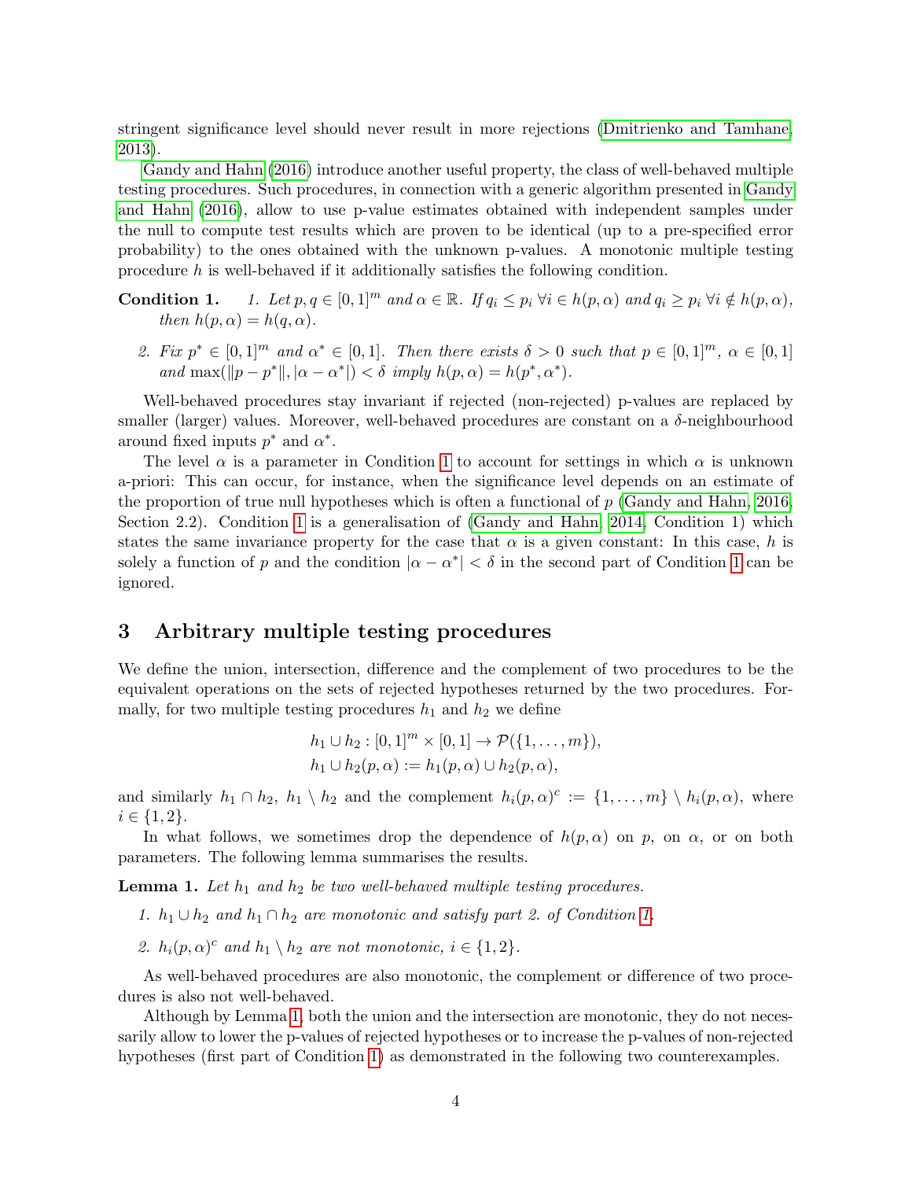stringent significance level should never result in more rejections (Dmitrienko and Tamhane, 2013).

Gandy and Hahn (2016) introduce another useful property, the class of well-behaved multiple testing procedures. Such procedures, in connection with a generic algorithm presented in Gandy and Hahn (2016), allow to use p-value estimates obtained with independent samples under the null to compute test results which are proven to be identical (up to a pre-specified error probability) to the ones obtained with the unknown p-values. A monotonic multiple testing procedure $h$ is well-behaved if it additionally satisfies the following condition.

**Condition 1.** *1. Let $p, q \in [0,1]^m$ and $\alpha \in \mathbb{R}$. If $q_i \leq p_i \ \forall i \in h(p, \alpha)$ and $q_i \geq p_i \ \forall i \notin h(p, \alpha)$, then $h(p, \alpha) = h(q, \alpha)$.*

*2. Fix $p^* \in [0,1]^m$ and $\alpha^* \in [0,1]$. Then there exists $\delta > 0$ such that $p \in [0,1]^m$, $\alpha \in [0,1]$ and $\max(\|p - p^*\|, |\alpha - \alpha^*|) < \delta$ imply $h(p, \alpha) = h(p^*, \alpha^*)$.*

Well-behaved procedures stay invariant if rejected (non-rejected) p-values are replaced by smaller (larger) values. Moreover, well-behaved procedures are constant on a $\delta$-neighbourhood around fixed inputs $p^*$ and $\alpha^*$.

The level $\alpha$ is a parameter in Condition 1 to account for settings in which $\alpha$ is unknown a-priori: This can occur, for instance, when the significance level depends on an estimate of the proportion of true null hypotheses which is often a functional of $p$ (Gandy and Hahn, 2016, Section 2.2). Condition 1 is a generalisation of (Gandy and Hahn, 2014, Condition 1) which states the same invariance property for the case that $\alpha$ is a given constant: In this case, $h$ is solely a function of $p$ and the condition $|\alpha - \alpha^*| < \delta$ in the second part of Condition 1 can be ignored.

## 3 Arbitrary multiple testing procedures

We define the union, intersection, difference and the complement of two procedures to be the equivalent operations on the sets of rejected hypotheses returned by the two procedures. Formally, for two multiple testing procedures $h_1$ and $h_2$ we define

$$h_1 \cup h_2 : [0,1]^m \times [0,1] \to \mathcal{P}(\{1, \ldots, m\}),$$
$$h_1 \cup h_2(p, \alpha) := h_1(p, \alpha) \cup h_2(p, \alpha),$$

and similarly $h_1 \cap h_2$, $h_1 \setminus h_2$ and the complement $h_i(p, \alpha)^c := \{1, \ldots, m\} \setminus h_i(p, \alpha)$, where $i \in \{1, 2\}$.

In what follows, we sometimes drop the dependence of $h(p, \alpha)$ on $p$, on $\alpha$, or on both parameters. The following lemma summarises the results.

**Lemma 1.** *Let $h_1$ and $h_2$ be two well-behaved multiple testing procedures.*

1. *$h_1 \cup h_2$ and $h_1 \cap h_2$ are monotonic and satisfy part 2. of Condition 1.*
2. *$h_i(p, \alpha)^c$ and $h_1 \setminus h_2$ are not monotonic, $i \in \{1, 2\}$.*

As well-behaved procedures are also monotonic, the complement or difference of two procedures is also not well-behaved.

Although by Lemma 1, both the union and the intersection are monotonic, they do not necessarily allow to lower the p-values of rejected hypotheses or to increase the p-values of non-rejected hypotheses (first part of Condition 1) as demonstrated in the following two counterexamples.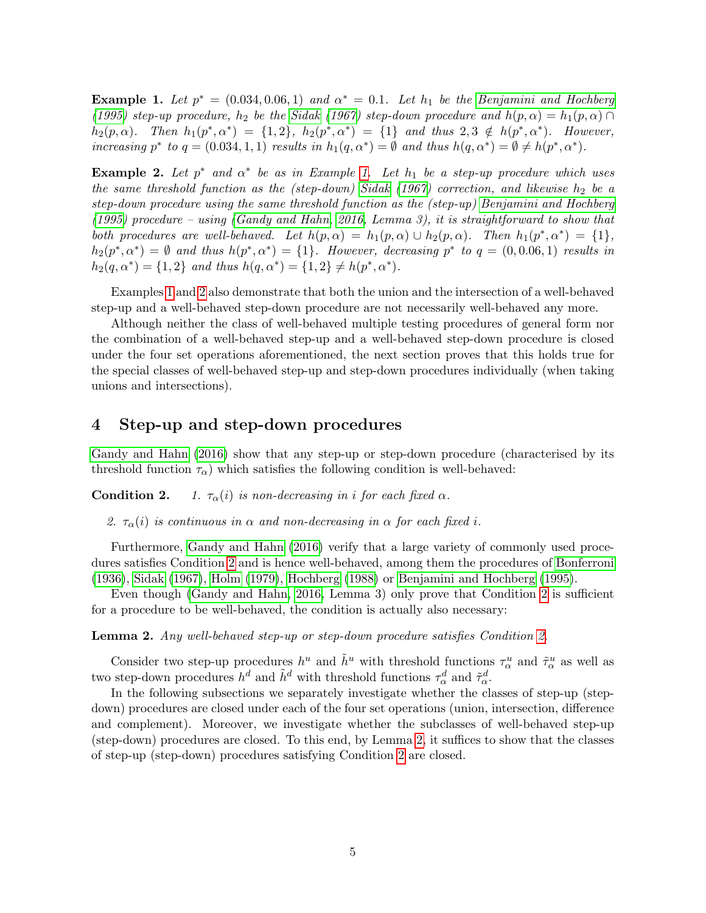**Example 1.** *Let $p^* = (0.034, 0.06, 1)$ and $\alpha^* = 0.1$. Let $h_1$ be the Benjamini and Hochberg (1995) step-up procedure, $h_2$ be the Sidak (1967) step-down procedure and $h(p, \alpha) = h_1(p, \alpha) \cap h_2(p, \alpha)$. Then $h_1(p^*, \alpha^*) = \{1, 2\}$, $h_2(p^*, \alpha^*) = \{1\}$ and thus $2, 3 \notin h(p^*, \alpha^*)$. However, increasing $p^*$ to $q = (0.034, 1, 1)$ results in $h_1(q, \alpha^*) = \emptyset$ and thus $h(q, \alpha^*) = \emptyset \neq h(p^*, \alpha^*)$.*

**Example 2.** *Let $p^*$ and $\alpha^*$ be as in Example 1. Let $h_1$ be a step-up procedure which uses the same threshold function as the (step-down) Sidak (1967) correction, and likewise $h_2$ be a step-down procedure using the same threshold function as the (step-up) Benjamini and Hochberg (1995) procedure – using (Gandy and Hahn, 2016, Lemma 3), it is straightforward to show that both procedures are well-behaved. Let $h(p, \alpha) = h_1(p, \alpha) \cup h_2(p, \alpha)$. Then $h_1(p^*, \alpha^*) = \{1\}$, $h_2(p^*, \alpha^*) = \emptyset$ and thus $h(p^*, \alpha^*) = \{1\}$. However, decreasing $p^*$ to $q = (0, 0.06, 1)$ results in $h_2(q, \alpha^*) = \{1, 2\}$ and thus $h(q, \alpha^*) = \{1, 2\} \neq h(p^*, \alpha^*)$.*

Examples 1 and 2 also demonstrate that both the union and the intersection of a well-behaved step-up and a well-behaved step-down procedure are not necessarily well-behaved any more.

Although neither the class of well-behaved multiple testing procedures of general form nor the combination of a well-behaved step-up and a well-behaved step-down procedure is closed under the four set operations aforementioned, the next section proves that this holds true for the special classes of well-behaved step-up and step-down procedures individually (when taking unions and intersections).

# 4 Step-up and step-down procedures

Gandy and Hahn (2016) show that any step-up or step-down procedure (characterised by its threshold function $\tau_\alpha$) which satisfies the following condition is well-behaved:

**Condition 2.**

1. *$\tau_\alpha(i)$ is non-decreasing in $i$ for each fixed $\alpha$.*
2. *$\tau_\alpha(i)$ is continuous in $\alpha$ and non-decreasing in $\alpha$ for each fixed $i$.*

Furthermore, Gandy and Hahn (2016) verify that a large variety of commonly used procedures satisfies Condition 2 and is hence well-behaved, among them the procedures of Bonferroni (1936), Sidak (1967), Holm (1979), Hochberg (1988) or Benjamini and Hochberg (1995).

Even though (Gandy and Hahn, 2016, Lemma 3) only prove that Condition 2 is sufficient for a procedure to be well-behaved, the condition is actually also necessary:

**Lemma 2.** *Any well-behaved step-up or step-down procedure satisfies Condition 2.*

Consider two step-up procedures $h^u$ and $\tilde{h}^u$ with threshold functions $\tau^u_\alpha$ and $\tilde{\tau}^u_\alpha$ as well as two step-down procedures $h^d$ and $\tilde{h}^d$ with threshold functions $\tau^d_\alpha$ and $\tilde{\tau}^d_\alpha$.

In the following subsections we separately investigate whether the classes of step-up (step-down) procedures are closed under each of the four set operations (union, intersection, difference and complement). Moreover, we investigate whether the subclasses of well-behaved step-up (step-down) procedures are closed. To this end, by Lemma 2, it suffices to show that the classes of step-up (step-down) procedures satisfying Condition 2 are closed.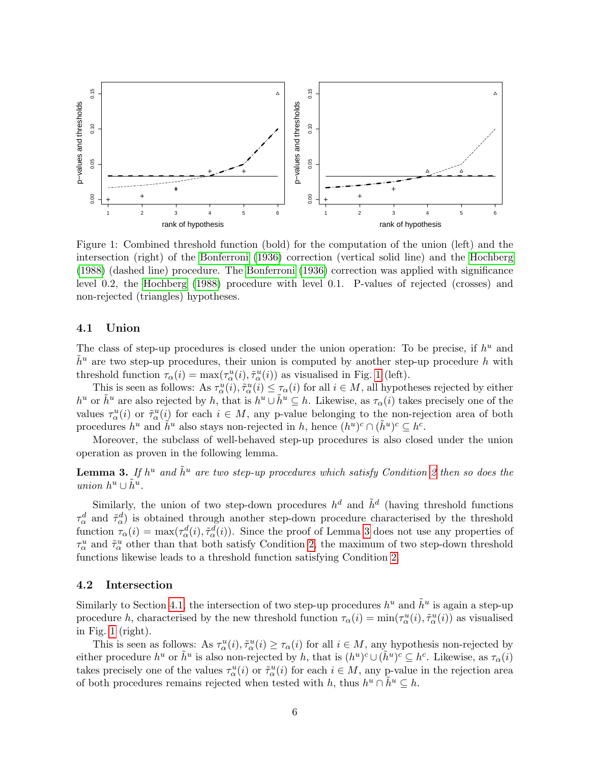Figure 1: Combined threshold function (bold) for the computation of the union (left) and the intersection (right) of the Bonferroni (1936) correction (vertical solid line) and the Hochberg (1988) (dashed line) procedure. The Bonferroni (1936) correction was applied with significance level 0.2, the Hochberg (1988) procedure with level 0.1. P-values of rejected (crosses) and non-rejected (triangles) hypotheses.

### 4.1 Union

The class of step-up procedures is closed under the union operation: To be precise, if $h^u$ and $\tilde{h}^u$ are two step-up procedures, their union is computed by another step-up procedure $h$ with threshold function $\tau_\alpha(i) = \max(\tau_\alpha^u(i), \tilde{\tau}_\alpha^u(i))$ as visualised in Fig. 1 (left).

This is seen as follows: As $\tau_\alpha^u(i), \tilde{\tau}_\alpha^u(i) \leq \tau_\alpha(i)$ for all $i \in M$, all hypotheses rejected by either $h^u$ or $\tilde{h}^u$ are also rejected by $h$, that is $h^u \cup \tilde{h}^u \subseteq h$. Likewise, as $\tau_\alpha(i)$ takes precisely one of the values $\tau_\alpha^u(i)$ or $\tilde{\tau}_\alpha^u(i)$ for each $i \in M$, any p-value belonging to the non-rejection area of both procedures $h^u$ and $\tilde{h}^u$ also stays non-rejected in $h$, hence $(h^u)^c \cap (\tilde{h}^u)^c \subseteq h^c$.

Moreover, the subclass of well-behaved step-up procedures is also closed under the union operation as proven in the following lemma.

**Lemma 3.** *If $h^u$ and $\tilde{h}^u$ are two step-up procedures which satisfy Condition 2 then so does the union $h^u \cup \tilde{h}^u$.*

Similarly, the union of two step-down procedures $h^d$ and $\tilde{h}^d$ (having threshold functions $\tau_\alpha^d$ and $\tilde{\tau}_\alpha^d$) is obtained through another step-down procedure characterised by the threshold function $\tau_\alpha(i) = \max(\tau_\alpha^d(i), \tilde{\tau}_\alpha^d(i))$. Since the proof of Lemma 3 does not use any properties of $\tau_\alpha^u$ and $\tilde{\tau}_\alpha^u$ other than that both satisfy Condition 2, the maximum of two step-down threshold functions likewise leads to a threshold function satisfying Condition 2.

### 4.2 Intersection

Similarly to Section 4.1, the intersection of two step-up procedures $h^u$ and $\tilde{h}^u$ is again a step-up procedure $h$, characterised by the new threshold function $\tau_\alpha(i) = \min(\tau_\alpha^u(i), \tilde{\tau}_\alpha^u(i))$ as visualised in Fig. 1 (right).

This is seen as follows: As $\tau_\alpha^u(i), \tilde{\tau}_\alpha^u(i) \geq \tau_\alpha(i)$ for all $i \in M$, any hypothesis non-rejected by either procedure $h^u$ or $\tilde{h}^u$ is also non-rejected by $h$, that is $(h^u)^c \cup (\tilde{h}^u)^c \subseteq h^c$. Likewise, as $\tau_\alpha(i)$ takes precisely one of the values $\tau_\alpha^u(i)$ or $\tilde{\tau}_\alpha^u(i)$ for each $i \in M$, any p-value in the rejection area of both procedures remains rejected when tested with $h$, thus $h^u \cap \tilde{h}^u \subseteq h$.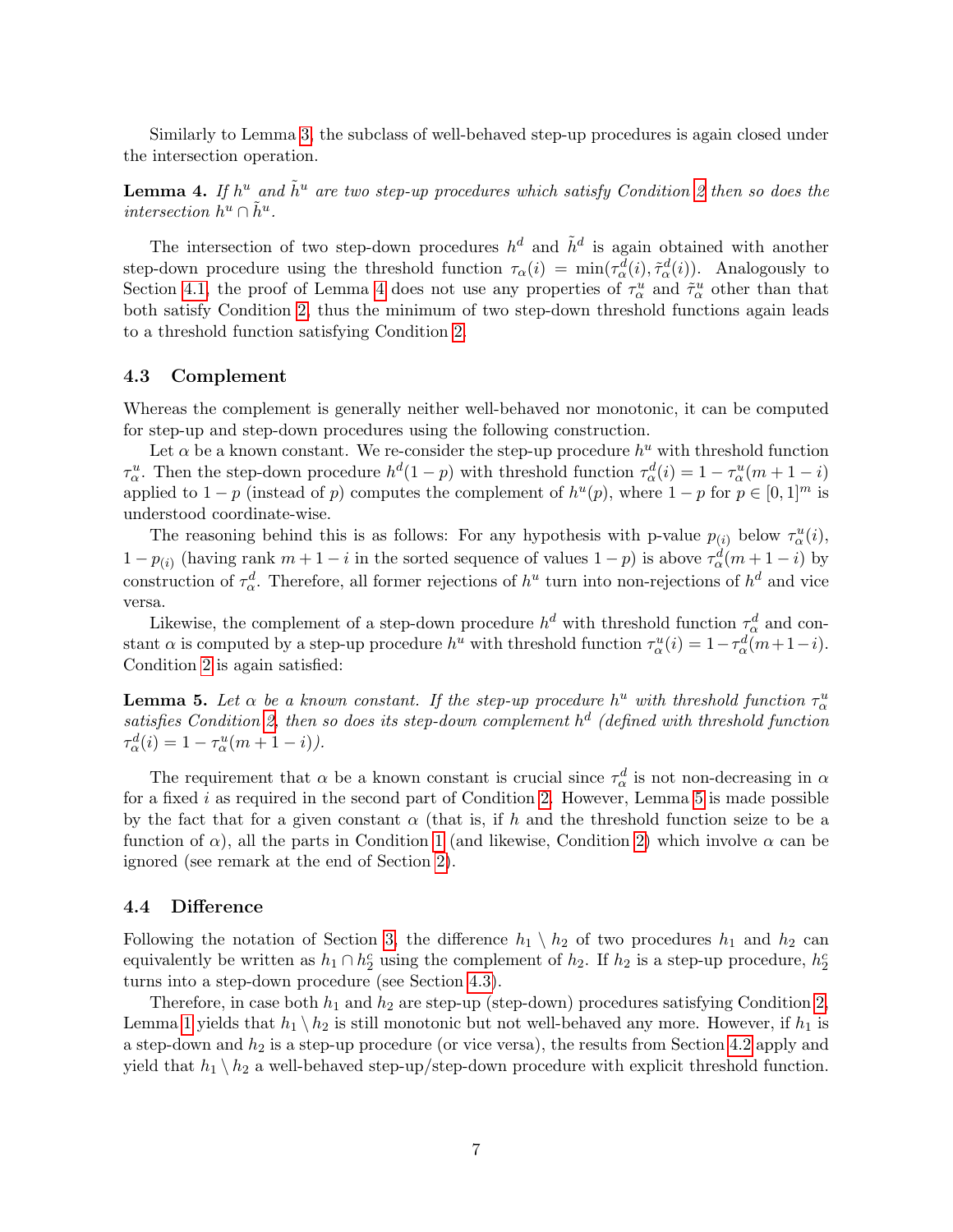Similarly to Lemma 3, the subclass of well-behaved step-up procedures is again closed under the intersection operation.

**Lemma 4.** *If $h^u$ and $\tilde{h}^u$ are two step-up procedures which satisfy Condition 2 then so does the intersection $h^u \cap \tilde{h}^u$.*

The intersection of two step-down procedures $h^d$ and $\tilde{h}^d$ is again obtained with another step-down procedure using the threshold function $\tau_\alpha(i) = \min(\tau_\alpha^d(i), \tilde{\tau}_\alpha^d(i))$. Analogously to Section 4.1, the proof of Lemma 4 does not use any properties of $\tau_\alpha^u$ and $\tilde{\tau}_\alpha^u$ other than that both satisfy Condition 2, thus the minimum of two step-down threshold functions again leads to a threshold function satisfying Condition 2.

### 4.3 Complement

Whereas the complement is generally neither well-behaved nor monotonic, it can be computed for step-up and step-down procedures using the following construction.

Let $\alpha$ be a known constant. We re-consider the step-up procedure $h^u$ with threshold function $\tau_\alpha^u$. Then the step-down procedure $h^d(1-p)$ with threshold function $\tau_\alpha^d(i) = 1 - \tau_\alpha^u(m+1-i)$ applied to $1-p$ (instead of $p$) computes the complement of $h^u(p)$, where $1-p$ for $p \in [0,1]^m$ is understood coordinate-wise.

The reasoning behind this is as follows: For any hypothesis with p-value $p_{(i)}$ below $\tau_\alpha^u(i)$, $1-p_{(i)}$ (having rank $m+1-i$ in the sorted sequence of values $1-p$) is above $\tau_\alpha^d(m+1-i)$ by construction of $\tau_\alpha^d$. Therefore, all former rejections of $h^u$ turn into non-rejections of $h^d$ and vice versa.

Likewise, the complement of a step-down procedure $h^d$ with threshold function $\tau_\alpha^d$ and constant $\alpha$ is computed by a step-up procedure $h^u$ with threshold function $\tau_\alpha^u(i) = 1 - \tau_\alpha^d(m+1-i)$. Condition 2 is again satisfied:

**Lemma 5.** *Let $\alpha$ be a known constant. If the step-up procedure $h^u$ with threshold function $\tau_\alpha^u$ satisfies Condition 2, then so does its step-down complement $h^d$ (defined with threshold function $\tau_\alpha^d(i) = 1 - \tau_\alpha^u(m+1-i)$).*

The requirement that $\alpha$ be a known constant is crucial since $\tau_\alpha^d$ is not non-decreasing in $\alpha$ for a fixed $i$ as required in the second part of Condition 2. However, Lemma 5 is made possible by the fact that for a given constant $\alpha$ (that is, if $h$ and the threshold function seize to be a function of $\alpha$), all the parts in Condition 1 (and likewise, Condition 2) which involve $\alpha$ can be ignored (see remark at the end of Section 2).

### 4.4 Difference

Following the notation of Section 3, the difference $h_1 \setminus h_2$ of two procedures $h_1$ and $h_2$ can equivalently be written as $h_1 \cap h_2^c$ using the complement of $h_2$. If $h_2$ is a step-up procedure, $h_2^c$ turns into a step-down procedure (see Section 4.3).

Therefore, in case both $h_1$ and $h_2$ are step-up (step-down) procedures satisfying Condition 2, Lemma 1 yields that $h_1 \setminus h_2$ is still monotonic but not well-behaved any more. However, if $h_1$ is a step-down and $h_2$ is a step-up procedure (or vice versa), the results from Section 4.2 apply and yield that $h_1 \setminus h_2$ a well-behaved step-up/step-down procedure with explicit threshold function.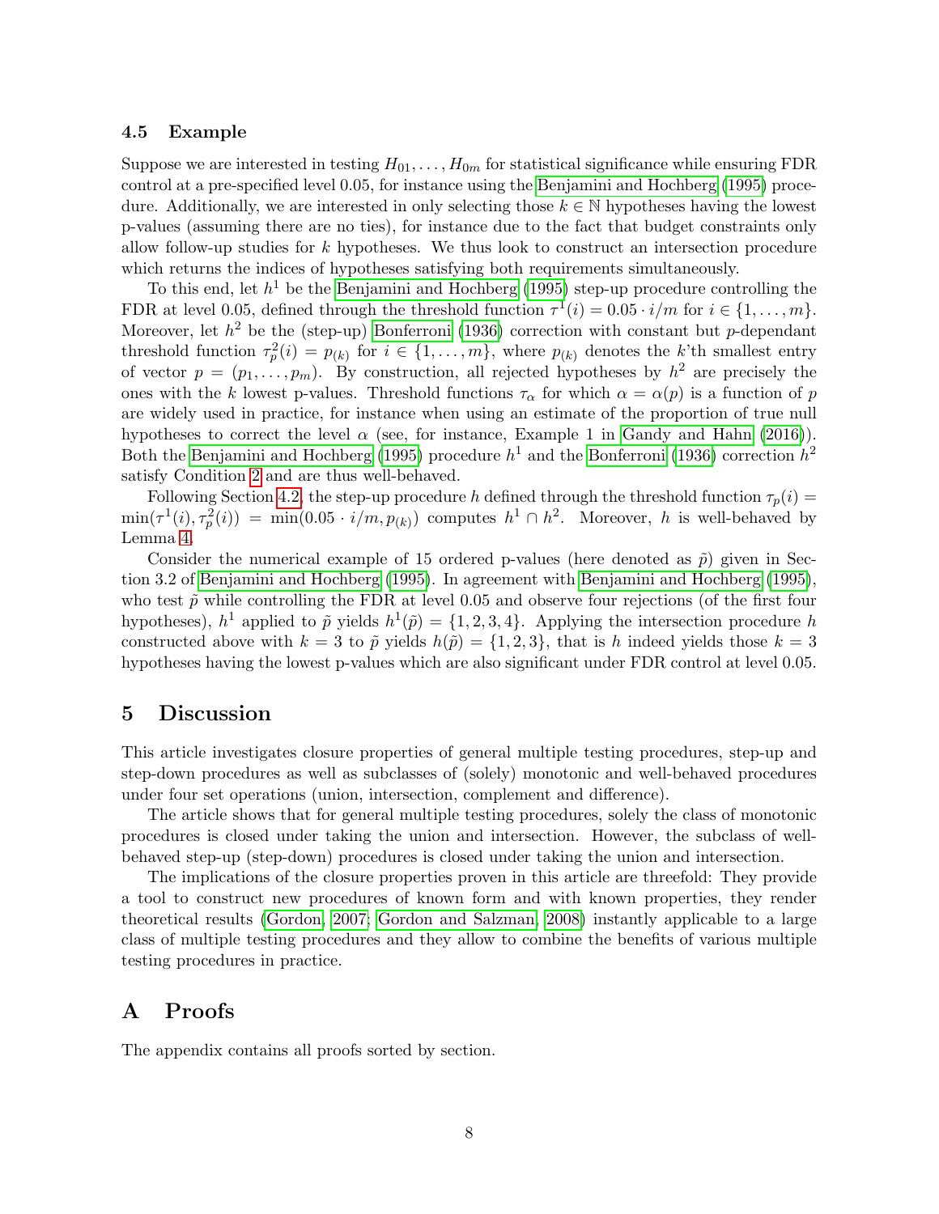### 4.5 Example

Suppose we are interested in testing $H_{01}, \dots, H_{0m}$ for statistical significance while ensuring FDR control at a pre-specified level 0.05, for instance using the Benjamini and Hochberg (1995) procedure. Additionally, we are interested in only selecting those $k \in \mathbb{N}$ hypotheses having the lowest p-values (assuming there are no ties), for instance due to the fact that budget constraints only allow follow-up studies for $k$ hypotheses. We thus look to construct an intersection procedure which returns the indices of hypotheses satisfying both requirements simultaneously.

To this end, let $h^1$ be the Benjamini and Hochberg (1995) step-up procedure controlling the FDR at level 0.05, defined through the threshold function $\tau^1(i) = 0.05 \cdot i/m$ for $i \in \{1, \dots, m\}$. Moreover, let $h^2$ be the (step-up) Bonferroni (1936) correction with constant but $p$-dependant threshold function $\tau_p^2(i) = p_{(k)}$ for $i \in \{1, \dots, m\}$, where $p_{(k)}$ denotes the $k$'th smallest entry of vector $p = (p_1, \dots, p_m)$. By construction, all rejected hypotheses by $h^2$ are precisely the ones with the $k$ lowest p-values. Threshold functions $\tau_\alpha$ for which $\alpha = \alpha(p)$ is a function of $p$ are widely used in practice, for instance when using an estimate of the proportion of true null hypotheses to correct the level $\alpha$ (see, for instance, Example 1 in Gandy and Hahn (2016)). Both the Benjamini and Hochberg (1995) procedure $h^1$ and the Bonferroni (1936) correction $h^2$ satisfy Condition 2 and are thus well-behaved.

Following Section 4.2, the step-up procedure $h$ defined through the threshold function $\tau_p(i) = \min(\tau^1(i), \tau_p^2(i)) = \min(0.05 \cdot i/m, p_{(k)})$ computes $h^1 \cap h^2$. Moreover, $h$ is well-behaved by Lemma 4.

Consider the numerical example of 15 ordered p-values (here denoted as $\tilde{p}$) given in Section 3.2 of Benjamini and Hochberg (1995). In agreement with Benjamini and Hochberg (1995), who test $\tilde{p}$ while controlling the FDR at level 0.05 and observe four rejections (of the first four hypotheses), $h^1$ applied to $\tilde{p}$ yields $h^1(\tilde{p}) = \{1, 2, 3, 4\}$. Applying the intersection procedure $h$ constructed above with $k = 3$ to $\tilde{p}$ yields $h(\tilde{p}) = \{1, 2, 3\}$, that is $h$ indeed yields those $k = 3$ hypotheses having the lowest p-values which are also significant under FDR control at level 0.05.

## 5 Discussion

This article investigates closure properties of general multiple testing procedures, step-up and step-down procedures as well as subclasses of (solely) monotonic and well-behaved procedures under four set operations (union, intersection, complement and difference).

The article shows that for general multiple testing procedures, solely the class of monotonic procedures is closed under taking the union and intersection. However, the subclass of well-behaved step-up (step-down) procedures is closed under taking the union and intersection.

The implications of the closure properties proven in this article are threefold: They provide a tool to construct new procedures of known form and with known properties, they render theoretical results (Gordon, 2007; Gordon and Salzman, 2008) instantly applicable to a large class of multiple testing procedures and they allow to combine the benefits of various multiple testing procedures in practice.

## A Proofs

The appendix contains all proofs sorted by section.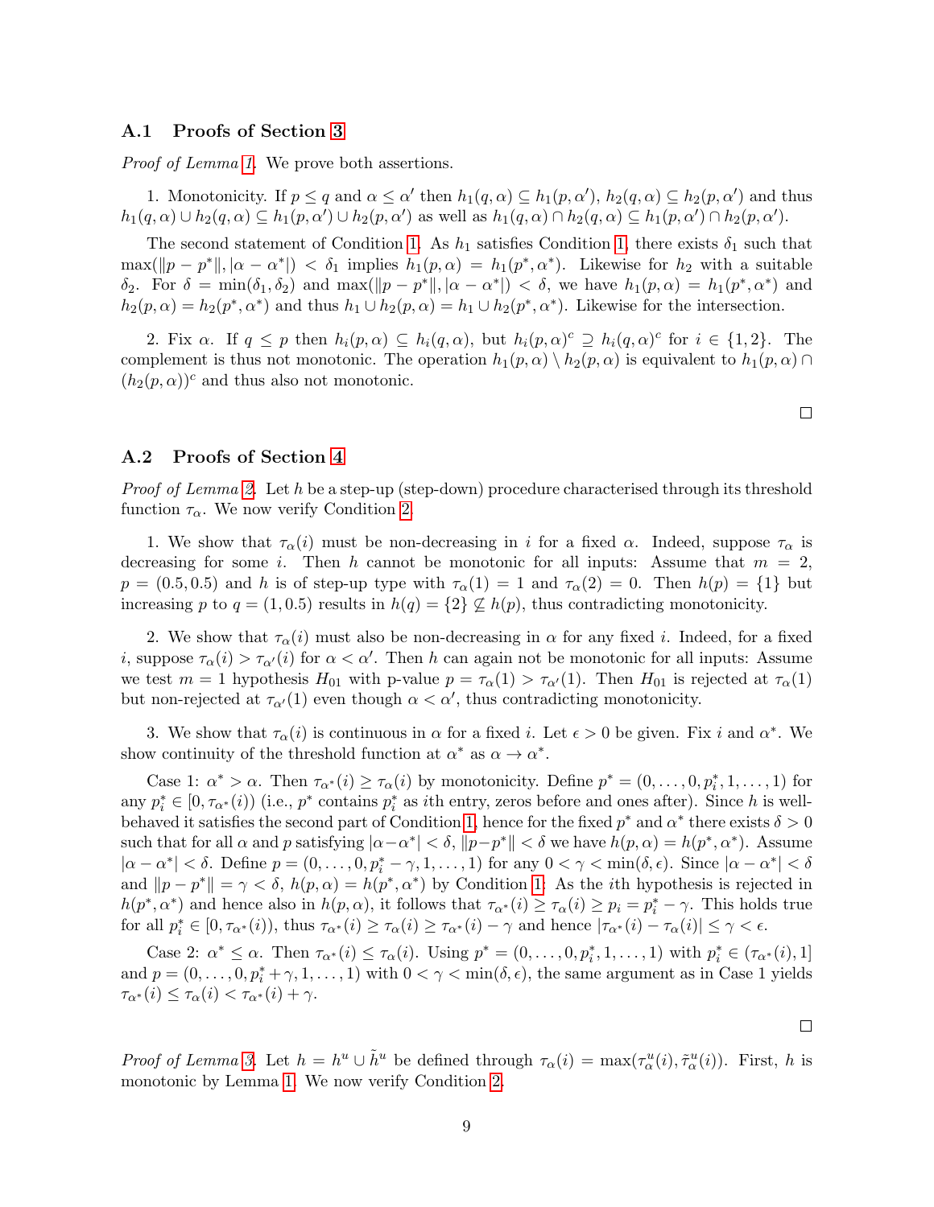### A.1 Proofs of Section 3

*Proof of Lemma 1.* We prove both assertions.

1. Monotonicity. If $p \leq q$ and $\alpha \leq \alpha'$ then $h_1(q, \alpha) \subseteq h_1(p, \alpha')$, $h_2(q, \alpha) \subseteq h_2(p, \alpha')$ and thus $h_1(q, \alpha) \cup h_2(q, \alpha) \subseteq h_1(p, \alpha') \cup h_2(p, \alpha')$ as well as $h_1(q, \alpha) \cap h_2(q, \alpha) \subseteq h_1(p, \alpha') \cap h_2(p, \alpha')$.

The second statement of Condition 1. As $h_1$ satisfies Condition 1, there exists $\delta_1$ such that $\max(\|p - p^*\|, |\alpha - \alpha^*|) < \delta_1$ implies $h_1(p, \alpha) = h_1(p^*, \alpha^*)$. Likewise for $h_2$ with a suitable $\delta_2$. For $\delta = \min(\delta_1, \delta_2)$ and $\max(\|p - p^*\|, |\alpha - \alpha^*|) < \delta$, we have $h_1(p, \alpha) = h_1(p^*, \alpha^*)$ and $h_2(p, \alpha) = h_2(p^*, \alpha^*)$ and thus $h_1 \cup h_2(p, \alpha) = h_1 \cup h_2(p^*, \alpha^*)$. Likewise for the intersection.

2. Fix $\alpha$. If $q \leq p$ then $h_i(p, \alpha) \subseteq h_i(q, \alpha)$, but $h_i(p, \alpha)^c \supseteq h_i(q, \alpha)^c$ for $i \in \{1, 2\}$. The complement is thus not monotonic. The operation $h_1(p, \alpha) \setminus h_2(p, \alpha)$ is equivalent to $h_1(p, \alpha) \cap (h_2(p, \alpha))^c$ and thus also not monotonic.

□

### A.2 Proofs of Section 4

*Proof of Lemma 2.* Let $h$ be a step-up (step-down) procedure characterised through its threshold function $\tau_\alpha$. We now verify Condition 2.

1. We show that $\tau_\alpha(i)$ must be non-decreasing in $i$ for a fixed $\alpha$. Indeed, suppose $\tau_\alpha$ is decreasing for some $i$. Then $h$ cannot be monotonic for all inputs: Assume that $m = 2$, $p = (0.5, 0.5)$ and $h$ is of step-up type with $\tau_\alpha(1) = 1$ and $\tau_\alpha(2) = 0$. Then $h(p) = \{1\}$ but increasing $p$ to $q = (1, 0.5)$ results in $h(q) = \{2\} \not\subseteq h(p)$, thus contradicting monotonicity.

2. We show that $\tau_\alpha(i)$ must also be non-decreasing in $\alpha$ for any fixed $i$. Indeed, for a fixed $i$, suppose $\tau_\alpha(i) > \tau_{\alpha'}(i)$ for $\alpha < \alpha'$. Then $h$ can again not be monotonic for all inputs: Assume we test $m = 1$ hypothesis $H_{01}$ with p-value $p = \tau_\alpha(1) > \tau_{\alpha'}(1)$. Then $H_{01}$ is rejected at $\tau_\alpha(1)$ but non-rejected at $\tau_{\alpha'}(1)$ even though $\alpha < \alpha'$, thus contradicting monotonicity.

3. We show that $\tau_\alpha(i)$ is continuous in $\alpha$ for a fixed $i$. Let $\epsilon > 0$ be given. Fix $i$ and $\alpha^*$. We show continuity of the threshold function at $\alpha^*$ as $\alpha \to \alpha^*$.

Case 1: $\alpha^* > \alpha$. Then $\tau_{\alpha^*}(i) \geq \tau_\alpha(i)$ by monotonicity. Define $p^* = (0, \ldots, 0, p_i^*, 1, \ldots, 1)$ for any $p_i^* \in [0, \tau_{\alpha^*}(i))$ (i.e., $p^*$ contains $p_i^*$ as $i$th entry, zeros before and ones after). Since $h$ is well-behaved it satisfies the second part of Condition 1, hence for the fixed $p^*$ and $\alpha^*$ there exists $\delta > 0$ such that for all $\alpha$ and $p$ satisfying $|\alpha - \alpha^*| < \delta$, $\|p - p^*\| < \delta$ we have $h(p, \alpha) = h(p^*, \alpha^*)$. Assume $|\alpha - \alpha^*| < \delta$. Define $p = (0, \ldots, 0, p_i^* - \gamma, 1, \ldots, 1)$ for any $0 < \gamma < \min(\delta, \epsilon)$. Since $|\alpha - \alpha^*| < \delta$ and $\|p - p^*\| = \gamma < \delta$, $h(p, \alpha) = h(p^*, \alpha^*)$ by Condition 1. As the $i$th hypothesis is rejected in $h(p^*, \alpha^*)$ and hence also in $h(p, \alpha)$, it follows that $\tau_{\alpha^*}(i) \geq \tau_\alpha(i) \geq p_i = p_i^* - \gamma$. This holds true for all $p_i^* \in [0, \tau_{\alpha^*}(i))$, thus $\tau_{\alpha^*}(i) \geq \tau_\alpha(i) \geq \tau_{\alpha^*}(i) - \gamma$ and hence $|\tau_{\alpha^*}(i) - \tau_\alpha(i)| \leq \gamma < \epsilon$.

Case 2: $\alpha^* \leq \alpha$. Then $\tau_{\alpha^*}(i) \leq \tau_\alpha(i)$. Using $p^* = (0, \ldots, 0, p_i^*, 1, \ldots, 1)$ with $p_i^* \in (\tau_{\alpha^*}(i), 1]$ and $p = (0, \ldots, 0, p_i^* + \gamma, 1, \ldots, 1)$ with $0 < \gamma < \min(\delta, \epsilon)$, the same argument as in Case 1 yields $\tau_{\alpha^*}(i) \leq \tau_\alpha(i) < \tau_{\alpha^*}(i) + \gamma$.

□

*Proof of Lemma 3.* Let $h = h^u \cup \tilde{h}^u$ be defined through $\tau_\alpha(i) = \max(\tau_\alpha^u(i), \tilde{\tau}_\alpha^u(i))$. First, $h$ is monotonic by Lemma 1. We now verify Condition 2.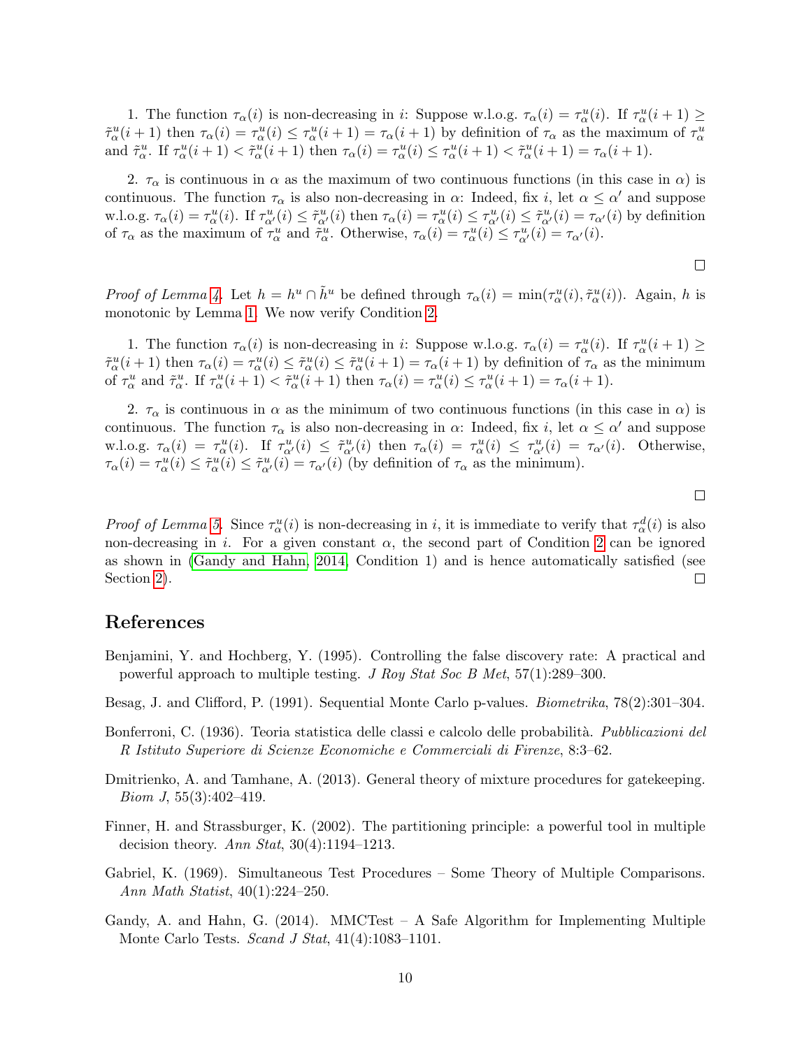1. The function $\tau_\alpha(i)$ is non-decreasing in $i$: Suppose w.l.o.g. $\tau_\alpha(i) = \tau^u_\alpha(i)$. If $\tau^u_\alpha(i+1) \geq \tilde{\tau}^u_\alpha(i+1)$ then $\tau_\alpha(i) = \tau^u_\alpha(i) \leq \tau^u_\alpha(i+1) = \tau_\alpha(i+1)$ by definition of $\tau_\alpha$ as the maximum of $\tau^u_\alpha$ and $\tilde{\tau}^u_\alpha$. If $\tau^u_\alpha(i+1) < \tilde{\tau}^u_\alpha(i+1)$ then $\tau_\alpha(i) = \tau^u_\alpha(i) \leq \tau^u_\alpha(i+1) < \tilde{\tau}^u_\alpha(i+1) = \tau_\alpha(i+1)$.

2. $\tau_\alpha$ is continuous in $\alpha$ as the maximum of two continuous functions (in this case in $\alpha$) is continuous. The function $\tau_\alpha$ is also non-decreasing in $\alpha$: Indeed, fix $i$, let $\alpha \leq \alpha'$ and suppose w.l.o.g. $\tau_\alpha(i) = \tau^u_\alpha(i)$. If $\tau^u_{\alpha'}(i) \leq \tilde{\tau}^u_{\alpha'}(i)$ then $\tau_\alpha(i) = \tau^u_\alpha(i) \leq \tau^u_{\alpha'}(i) \leq \tilde{\tau}^u_{\alpha'}(i) = \tau_{\alpha'}(i)$ by definition of $\tau_\alpha$ as the maximum of $\tau^u_\alpha$ and $\tilde{\tau}^u_\alpha$. Otherwise, $\tau_\alpha(i) = \tau^u_\alpha(i) \leq \tau^u_{\alpha'}(i) = \tau_{\alpha'}(i)$.

□

*Proof of Lemma 4.* Let $h = h^u \cap \tilde{h}^u$ be defined through $\tau_\alpha(i) = \min(\tau^u_\alpha(i), \tilde{\tau}^u_\alpha(i))$. Again, $h$ is monotonic by Lemma 1. We now verify Condition 2.

1. The function $\tau_\alpha(i)$ is non-decreasing in $i$: Suppose w.l.o.g. $\tau_\alpha(i) = \tau^u_\alpha(i)$. If $\tau^u_\alpha(i+1) \geq \tilde{\tau}^u_\alpha(i+1)$ then $\tau_\alpha(i) = \tau^u_\alpha(i) \leq \tilde{\tau}^u_\alpha(i) \leq \tilde{\tau}^u_\alpha(i+1) = \tau_\alpha(i+1)$ by definition of $\tau_\alpha$ as the minimum of $\tau^u_\alpha$ and $\tilde{\tau}^u_\alpha$. If $\tau^u_\alpha(i+1) < \tilde{\tau}^u_\alpha(i+1)$ then $\tau_\alpha(i) = \tau^u_\alpha(i) \leq \tau^u_\alpha(i+1) = \tau_\alpha(i+1)$.

2. $\tau_\alpha$ is continuous in $\alpha$ as the minimum of two continuous functions (in this case in $\alpha$) is continuous. The function $\tau_\alpha$ is also non-decreasing in $\alpha$: Indeed, fix $i$, let $\alpha \leq \alpha'$ and suppose w.l.o.g. $\tau_\alpha(i) = \tau^u_\alpha(i)$. If $\tau^u_{\alpha'}(i) \leq \tilde{\tau}^u_{\alpha'}(i)$ then $\tau_\alpha(i) = \tau^u_\alpha(i) \leq \tau^u_{\alpha'}(i) = \tau_{\alpha'}(i)$. Otherwise, $\tau_\alpha(i) = \tau^u_\alpha(i) \leq \tilde{\tau}^u_\alpha(i) \leq \tilde{\tau}^u_{\alpha'}(i) = \tau_{\alpha'}(i)$ (by definition of $\tau_\alpha$ as the minimum).

□

*Proof of Lemma 5.* Since $\tau^u_\alpha(i)$ is non-decreasing in $i$, it is immediate to verify that $\tau^d_\alpha(i)$ is also non-decreasing in $i$. For a given constant $\alpha$, the second part of Condition 2 can be ignored as shown in (Gandy and Hahn, 2014, Condition 1) and is hence automatically satisfied (see Section 2). □

## References

Benjamini, Y. and Hochberg, Y. (1995). Controlling the false discovery rate: A practical and powerful approach to multiple testing. *J Roy Stat Soc B Met*, 57(1):289–300.

Besag, J. and Clifford, P. (1991). Sequential Monte Carlo p-values. *Biometrika*, 78(2):301–304.

Bonferroni, C. (1936). Teoria statistica delle classi e calcolo delle probabilità. *Pubblicazioni del R Istituto Superiore di Scienze Economiche e Commerciali di Firenze*, 8:3–62.

Dmitrienko, A. and Tamhane, A. (2013). General theory of mixture procedures for gatekeeping. *Biom J*, 55(3):402–419.

Finner, H. and Strassburger, K. (2002). The partitioning principle: a powerful tool in multiple decision theory. *Ann Stat*, 30(4):1194–1213.

Gabriel, K. (1969). Simultaneous Test Procedures – Some Theory of Multiple Comparisons. *Ann Math Statist*, 40(1):224–250.

Gandy, A. and Hahn, G. (2014). MMCTest – A Safe Algorithm for Implementing Multiple Monte Carlo Tests. *Scand J Stat*, 41(4):1083–1101.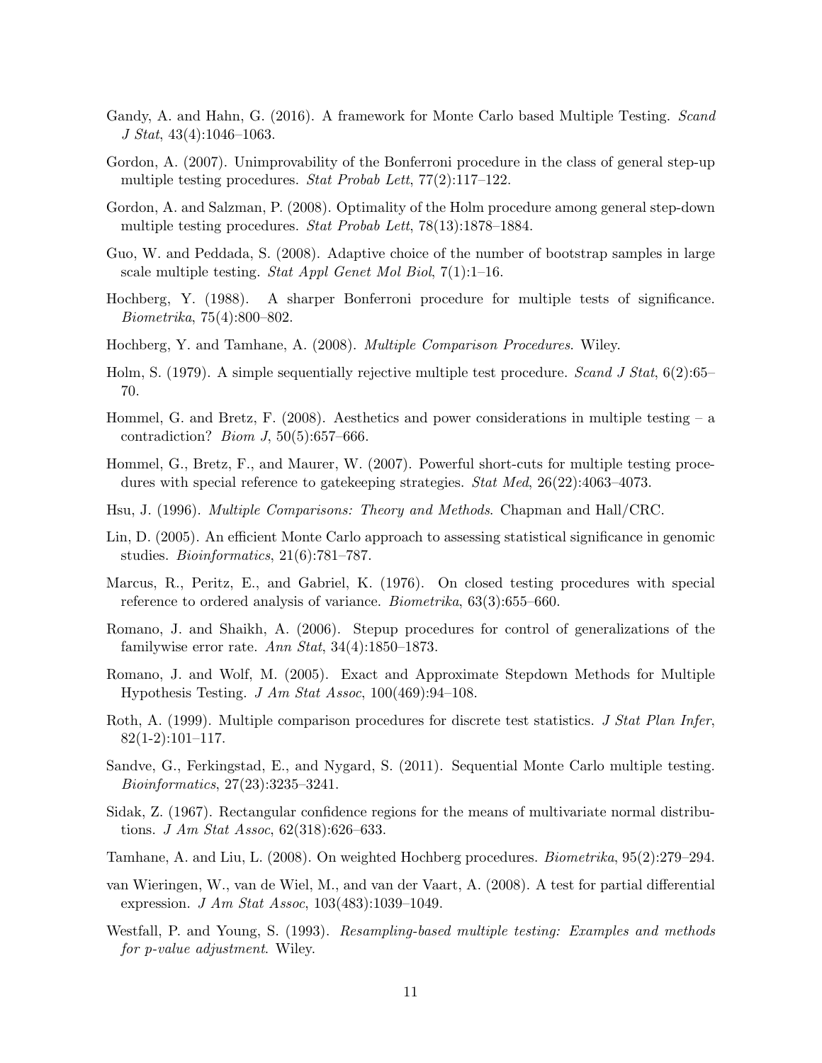Gandy, A. and Hahn, G. (2016). A framework for Monte Carlo based Multiple Testing. *Scand J Stat*, 43(4):1046–1063.

Gordon, A. (2007). Unimprovability of the Bonferroni procedure in the class of general step-up multiple testing procedures. *Stat Probab Lett*, 77(2):117–122.

Gordon, A. and Salzman, P. (2008). Optimality of the Holm procedure among general step-down multiple testing procedures. *Stat Probab Lett*, 78(13):1878–1884.

Guo, W. and Peddada, S. (2008). Adaptive choice of the number of bootstrap samples in large scale multiple testing. *Stat Appl Genet Mol Biol*, 7(1):1–16.

Hochberg, Y. (1988). A sharper Bonferroni procedure for multiple tests of significance. *Biometrika*, 75(4):800–802.

Hochberg, Y. and Tamhane, A. (2008). *Multiple Comparison Procedures*. Wiley.

Holm, S. (1979). A simple sequentially rejective multiple test procedure. *Scand J Stat*, 6(2):65–70.

Hommel, G. and Bretz, F. (2008). Aesthetics and power considerations in multiple testing – a contradiction? *Biom J*, 50(5):657–666.

Hommel, G., Bretz, F., and Maurer, W. (2007). Powerful short-cuts for multiple testing procedures with special reference to gatekeeping strategies. *Stat Med*, 26(22):4063–4073.

Hsu, J. (1996). *Multiple Comparisons: Theory and Methods*. Chapman and Hall/CRC.

Lin, D. (2005). An efficient Monte Carlo approach to assessing statistical significance in genomic studies. *Bioinformatics*, 21(6):781–787.

Marcus, R., Peritz, E., and Gabriel, K. (1976). On closed testing procedures with special reference to ordered analysis of variance. *Biometrika*, 63(3):655–660.

Romano, J. and Shaikh, A. (2006). Stepup procedures for control of generalizations of the familywise error rate. *Ann Stat*, 34(4):1850–1873.

Romano, J. and Wolf, M. (2005). Exact and Approximate Stepdown Methods for Multiple Hypothesis Testing. *J Am Stat Assoc*, 100(469):94–108.

Roth, A. (1999). Multiple comparison procedures for discrete test statistics. *J Stat Plan Infer*, 82(1-2):101–117.

Sandve, G., Ferkingstad, E., and Nygard, S. (2011). Sequential Monte Carlo multiple testing. *Bioinformatics*, 27(23):3235–3241.

Sidak, Z. (1967). Rectangular confidence regions for the means of multivariate normal distributions. *J Am Stat Assoc*, 62(318):626–633.

Tamhane, A. and Liu, L. (2008). On weighted Hochberg procedures. *Biometrika*, 95(2):279–294.

van Wieringen, W., van de Wiel, M., and van der Vaart, A. (2008). A test for partial differential expression. *J Am Stat Assoc*, 103(483):1039–1049.

Westfall, P. and Young, S. (1993). *Resampling-based multiple testing: Examples and methods for p-value adjustment*. Wiley.